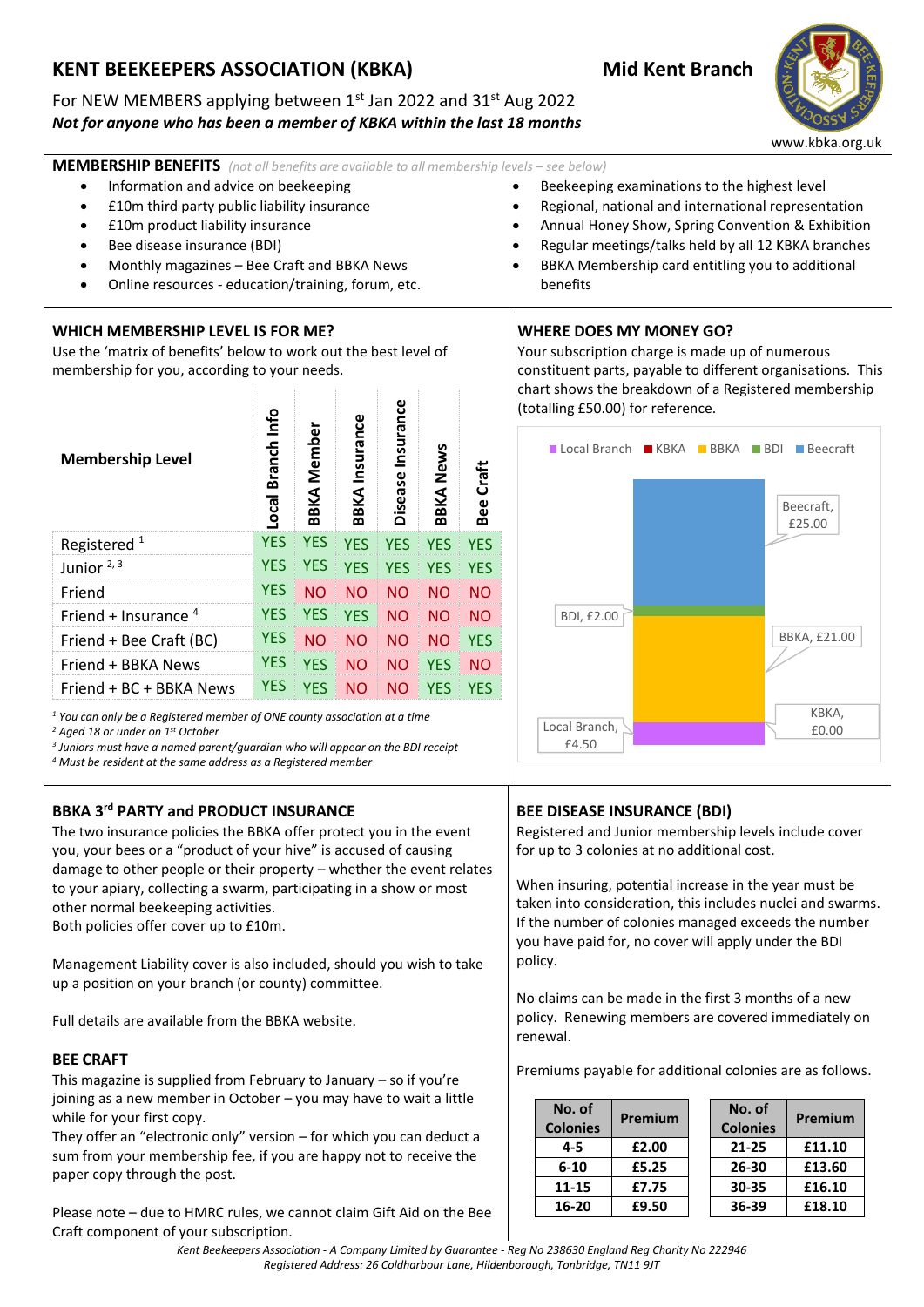# KENT BEEKEEPERS ASSOCIATION (KBKA) — Mid Kent Branch

For NEW MEMBERS applying between 1st Jan 2022 and 31st Aug 2022

***Not for anyone who has been a member of KBKA within the last 18 months***

www.kbka.org.uk

## MEMBERSHIP BENEFITS *(not all benefits are available to all membership levels – see below)*

- Information and advice on beekeeping
- £10m third party public liability insurance
- £10m product liability insurance
- Bee disease insurance (BDI)
- Monthly magazines – Bee Craft and BBKA News
- Online resources - education/training, forum, etc.
- Beekeeping examinations to the highest level
- Regional, national and international representation
- Annual Honey Show, Spring Convention & Exhibition
- Regular meetings/talks held by all 12 KBKA branches
- BBKA Membership card entitling you to additional benefits

## WHICH MEMBERSHIP LEVEL IS FOR ME?

Use the 'matrix of benefits' below to work out the best level of membership for you, according to your needs.

| Membership Level | Local Branch Info | BBKA Member | BBKA Insurance | Disease Insurance | BBKA News | Bee Craft |
|---|---|---|---|---|---|---|
| Registered [1] | YES | YES | YES | YES | YES | YES |
| Junior [2, 3] | YES | YES | YES | YES | YES | YES |
| Friend | YES | NO | NO | NO | NO | NO |
| Friend + Insurance [4] | YES | YES | YES | NO | NO | NO |
| Friend + Bee Craft (BC) | YES | NO | NO | NO | NO | YES |
| Friend + BBKA News | YES | YES | NO | NO | YES | NO |
| Friend + BC + BBKA News | YES | YES | NO | NO | YES | YES |

*[1] You can only be a Registered member of ONE county association at a time*
*[2] Aged 18 or under on 1st October*
*[3] Juniors must have a named parent/guardian who will appear on the BDI receipt*
*[4] Must be resident at the same address as a Registered member*

## WHERE DOES MY MONEY GO?

Your subscription charge is made up of numerous constituent parts, payable to different organisations. This chart shows the breakdown of a Registered membership (totalling £50.00) for reference.

| Component | Amount |
|---|---|
| Local Branch | £4.50 |
| KBKA | £0.00 |
| BBKA | £21.00 |
| BDI | £2.00 |
| Beecraft | £25.00 |

## BBKA 3rd PARTY and PRODUCT INSURANCE

The two insurance policies the BBKA offer protect you in the event you, your bees or a "product of your hive" is accused of causing damage to other people or their property – whether the event relates to your apiary, collecting a swarm, participating in a show or most other normal beekeeping activities.
Both policies offer cover up to £10m.

Management Liability cover is also included, should you wish to take up a position on your branch (or county) committee.

Full details are available from the BBKA website.

## BEE CRAFT

This magazine is supplied from February to January – so if you're joining as a new member in October – you may have to wait a little while for your first copy.
They offer an "electronic only" version – for which you can deduct a sum from your membership fee, if you are happy not to receive the paper copy through the post.

Please note – due to HMRC rules, we cannot claim Gift Aid on the Bee Craft component of your subscription.

## BEE DISEASE INSURANCE (BDI)

Registered and Junior membership levels include cover for up to 3 colonies at no additional cost.

When insuring, potential increase in the year must be taken into consideration, this includes nuclei and swarms. If the number of colonies managed exceeds the number you have paid for, no cover will apply under the BDI policy.

No claims can be made in the first 3 months of a new policy. Renewing members are covered immediately on renewal.

Premiums payable for additional colonies are as follows.

| No. of Colonies | Premium |
|---|---|
| 4-5 | £2.00 |
| 6-10 | £5.25 |
| 11-15 | £7.75 |
| 16-20 | £9.50 |

| No. of Colonies | Premium |
|---|---|
| 21-25 | £11.10 |
| 26-30 | £13.60 |
| 30-35 | £16.10 |
| 36-39 | £18.10 |

*Kent Beekeepers Association - A Company Limited by Guarantee - Reg No 238630 England Reg Charity No 222946*
*Registered Address: 26 Coldharbour Lane, Hildenborough, Tonbridge, TN11 9JT*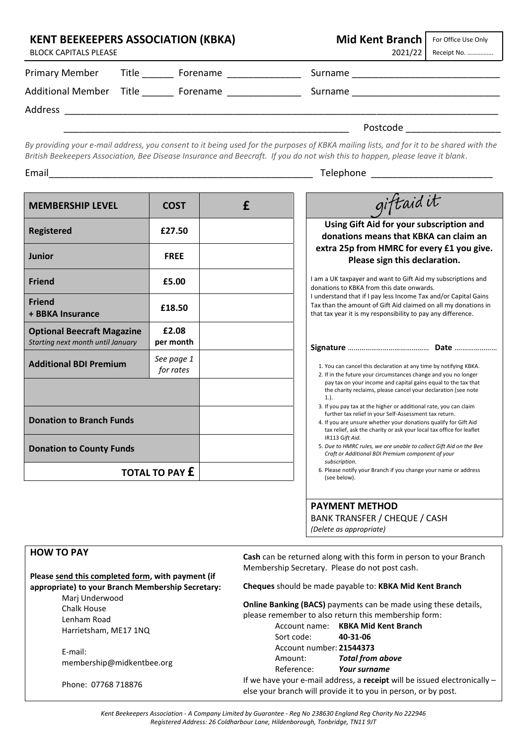## KENT BEEKEEPERS ASSOCIATION (KBKA)

BLOCK CAPITALS PLEASE

**Mid Kent Branch**
2021/22

For Office Use Only
Receipt No. …………….

Primary Member Title ______ Forename _____________ Surname ___________________________

Additional Member Title ______ Forename _____________ Surname ___________________________

Address _______________________________________________________________________________

_____________________________________________________ Postcode _________________

*By providing your e-mail address, you consent to it being used for the purposes of KBKA mailing lists, and for it to be shared with the British Beekeepers Association, Bee Disease Insurance and Beecraft. If you do not wish this to happen, please leave it blank.*

Email_____________________________________________________ Telephone _______________________

| MEMBERSHIP LEVEL | COST | £ |
|---|---|---|
| **Registered** | **£27.50** | |
| **Junior** | **FREE** | |
| **Friend** | **£5.00** | |
| **Friend + BBKA Insurance** | **£18.50** | |
| **Optional Beecraft Magazine** *Starting next month until January* | **£2.08 per month** | |
| **Additional BDI Premium** | *See page 1 for rates* | |
| | | |
| **Donation to Branch Funds** | | |
| **Donation to County Funds** | | |
| **TOTAL TO PAY £** | | |

### giftaid it

**Using Gift Aid for your subscription and donations means that KBKA can claim an extra 25p from HMRC for every £1 you give. Please sign this declaration.**

I am a UK taxpayer and want to Gift Aid my subscriptions and donations to KBKA from this date onwards.
I understand that if I pay less Income Tax and/or Capital Gains Tax than the amount of Gift Aid claimed on all my donations in that tax year it is my responsibility to pay any difference.

**Signature** …………………………………… **Date** …………………

1. You can cancel this declaration at any time by notifying KBKA.
2. If in the future your circumstances change and you no longer pay tax on your income and capital gains equal to the tax that the charity reclaims, please cancel your declaration (see note 1.).
3. If you pay tax at the higher or additional rate, you can claim further tax relief in your Self-Assessment tax return.
4. If you are unsure whether your donations qualify for Gift Aid tax relief, ask the charity or ask your local tax office for leaflet IR113 *Gift Aid.*
5. *Due to HMRC rules, we are unable to collect Gift Aid on the Bee Craft or Additional BDI Premium component of your subscription.*
6. Please notify your Branch if you change your name or address (see below).

**PAYMENT METHOD**
BANK TRANSFER / CHEQUE / CASH
*(Delete as appropriate)*

### HOW TO PAY

**Please send this completed form, with payment (if appropriate) to your Branch Membership Secretary:**

Marj Underwood
Chalk House
Lenham Road
Harrietsham, ME17 1NQ

E-mail:
membership@midkentbee.org

Phone: 07768 718876

**Cash** can be returned along with this form in person to your Branch Membership Secretary. Please do not post cash.

**Cheques** should be made payable to: **KBKA Mid Kent Branch**

**Online Banking (BACS)** payments can be made using these details, please remember to also return this membership form:

Account name: **KBKA Mid Kent Branch**
Sort code: **40-31-06**
Account number: **21544373**
Amount: ***Total from above***
Reference: ***Your surname***

If we have your e-mail address, a **receipt** will be issued electronically – else your branch will provide it to you in person, or by post.

*Kent Beekeepers Association - A Company Limited by Guarantee - Reg No 238630 England Reg Charity No 222946*
*Registered Address: 26 Coldharbour Lane, Hildenborough, Tonbridge, TN11 9JT*